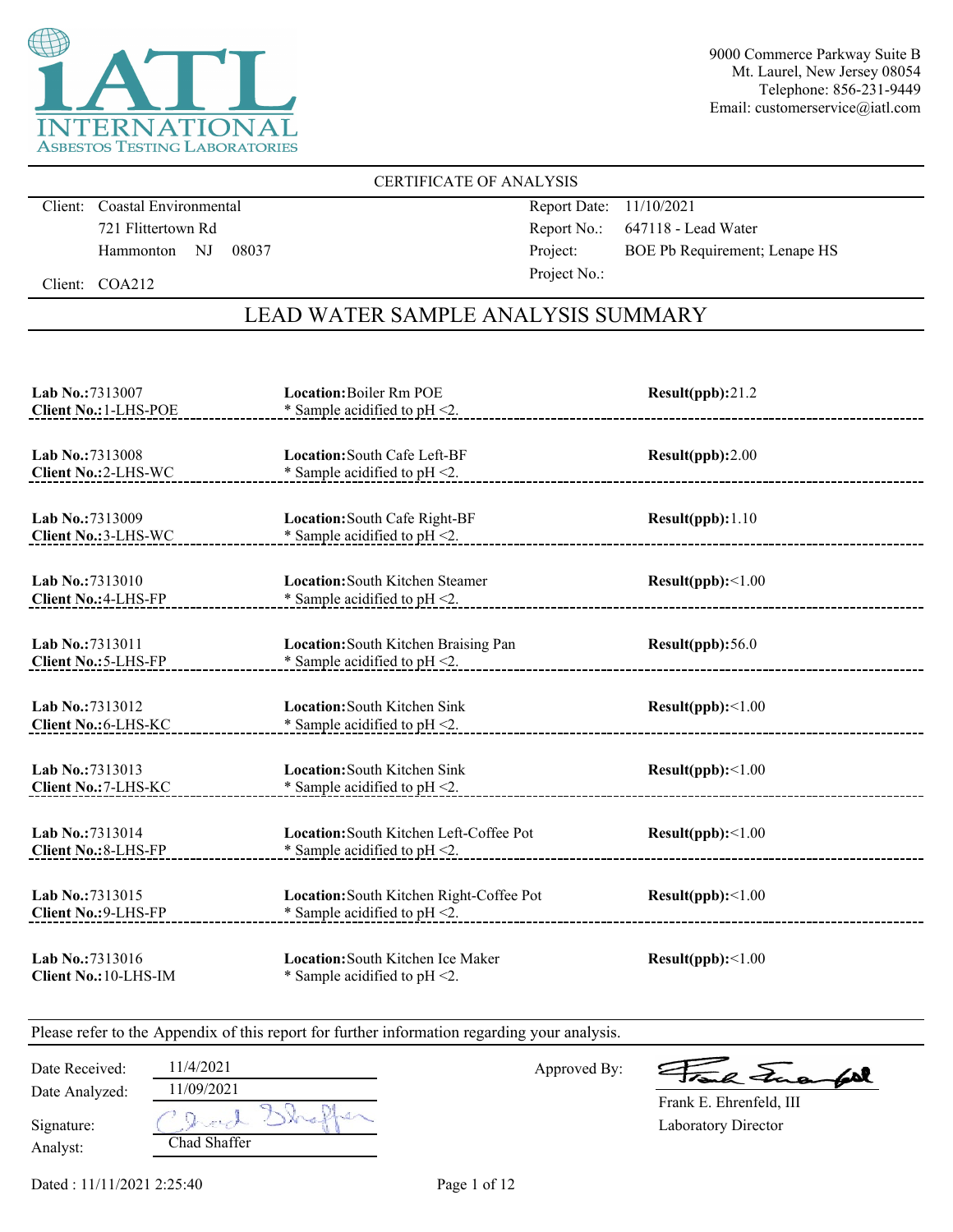iATL INTERNATIONAL
ASBESTOS TESTING LABORATORIES

9000 Commerce Parkway Suite B
Mt. Laurel, New Jersey 08054
Telephone: 856-231-9449
Email: customerservice@iatl.com

CERTIFICATE OF ANALYSIS

Client: Coastal Environmental
721 Flittertown Rd
Hammonton NJ 08037

Client: COA212

Report Date: 11/10/2021
Report No.: 647118 - Lead Water
Project: BOE Pb Requirement; Lenape HS
Project No.:

## LEAD WATER SAMPLE ANALYSIS SUMMARY

| Lab No. | Client No. | Location | Result(ppb) |
| --- | --- | --- | --- |
| 7313007 | 1-LHS-POE | Boiler Rm POE<br>* Sample acidified to pH <2. | 21.2 |
| 7313008 | 2-LHS-WC | South Cafe Left-BF<br>* Sample acidified to pH <2. | 2.00 |
| 7313009 | 3-LHS-WC | South Cafe Right-BF<br>* Sample acidified to pH <2. | 1.10 |
| 7313010 | 4-LHS-FP | South Kitchen Steamer<br>* Sample acidified to pH <2. | <1.00 |
| 7313011 | 5-LHS-FP | South Kitchen Braising Pan<br>* Sample acidified to pH <2. | 56.0 |
| 7313012 | 6-LHS-KC | South Kitchen Sink<br>* Sample acidified to pH <2. | <1.00 |
| 7313013 | 7-LHS-KC | South Kitchen Sink<br>* Sample acidified to pH <2. | <1.00 |
| 7313014 | 8-LHS-FP | South Kitchen Left-Coffee Pot<br>* Sample acidified to pH <2. | <1.00 |
| 7313015 | 9-LHS-FP | South Kitchen Right-Coffee Pot<br>* Sample acidified to pH <2. | <1.00 |
| 7313016 | 10-LHS-IM | South Kitchen Ice Maker<br>* Sample acidified to pH <2. | <1.00 |

Please refer to the Appendix of this report for further information regarding your analysis.

Date Received: 11/4/2021
Date Analyzed: 11/09/2021
Signature:
Analyst: Chad Shaffer

Approved By:
Frank E. Ehrenfeld, III
Laboratory Director

Dated : 11/11/2021 2:25:40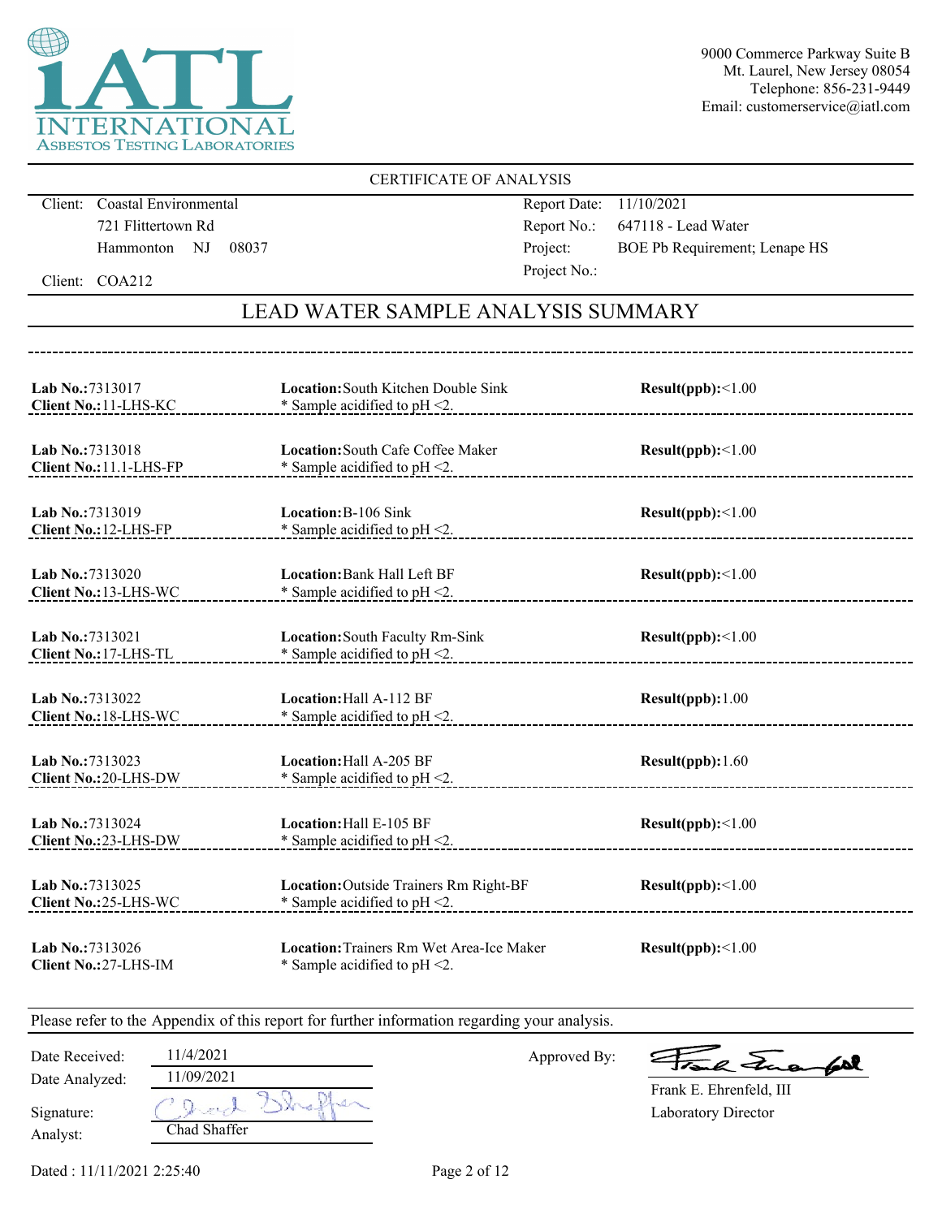iATL INTERNATIONAL ASBESTOS TESTING LABORATORIES

9000 Commerce Parkway Suite B
Mt. Laurel, New Jersey 08054
Telephone: 856-231-9449
Email: customerservice@iatl.com

## CERTIFICATE OF ANALYSIS

Client: Coastal Environmental
721 Flittertown Rd
Hammonton NJ 08037

Client: COA212

Report Date: 11/10/2021
Report No.: 647118 - Lead Water
Project: BOE Pb Requirement; Lenape HS
Project No.:

## LEAD WATER SAMPLE ANALYSIS SUMMARY

| Lab No. / Client No. | Location | Result(ppb) |
|---|---|---|
| **Lab No.:** 7313017<br>**Client No.:** 11-LHS-KC | **Location:** South Kitchen Double Sink<br>* Sample acidified to pH <2. | **Result(ppb):** <1.00 |
| **Lab No.:** 7313018<br>**Client No.:** 11.1-LHS-FP | **Location:** South Cafe Coffee Maker<br>* Sample acidified to pH <2. | **Result(ppb):** <1.00 |
| **Lab No.:** 7313019<br>**Client No.:** 12-LHS-FP | **Location:** B-106 Sink<br>* Sample acidified to pH <2. | **Result(ppb):** <1.00 |
| **Lab No.:** 7313020<br>**Client No.:** 13-LHS-WC | **Location:** Bank Hall Left BF<br>* Sample acidified to pH <2. | **Result(ppb):** <1.00 |
| **Lab No.:** 7313021<br>**Client No.:** 17-LHS-TL | **Location:** South Faculty Rm-Sink<br>* Sample acidified to pH <2. | **Result(ppb):** <1.00 |
| **Lab No.:** 7313022<br>**Client No.:** 18-LHS-WC | **Location:** Hall A-112 BF<br>* Sample acidified to pH <2. | **Result(ppb):** 1.00 |
| **Lab No.:** 7313023<br>**Client No.:** 20-LHS-DW | **Location:** Hall A-205 BF<br>* Sample acidified to pH <2. | **Result(ppb):** 1.60 |
| **Lab No.:** 7313024<br>**Client No.:** 23-LHS-DW | **Location:** Hall E-105 BF<br>* Sample acidified to pH <2. | **Result(ppb):** <1.00 |
| **Lab No.:** 7313025<br>**Client No.:** 25-LHS-WC | **Location:** Outside Trainers Rm Right-BF<br>* Sample acidified to pH <2. | **Result(ppb):** <1.00 |
| **Lab No.:** 7313026<br>**Client No.:** 27-LHS-IM | **Location:** Trainers Rm Wet Area-Ice Maker<br>* Sample acidified to pH <2. | **Result(ppb):** <1.00 |

Please refer to the Appendix of this report for further information regarding your analysis.

Date Received: 11/4/2021
Date Analyzed: 11/09/2021
Signature: Chad Shaffer
Analyst: Chad Shaffer

Approved By: Frank E. Ehrenfeld, III
Laboratory Director

Dated : 11/11/2021 2:25:40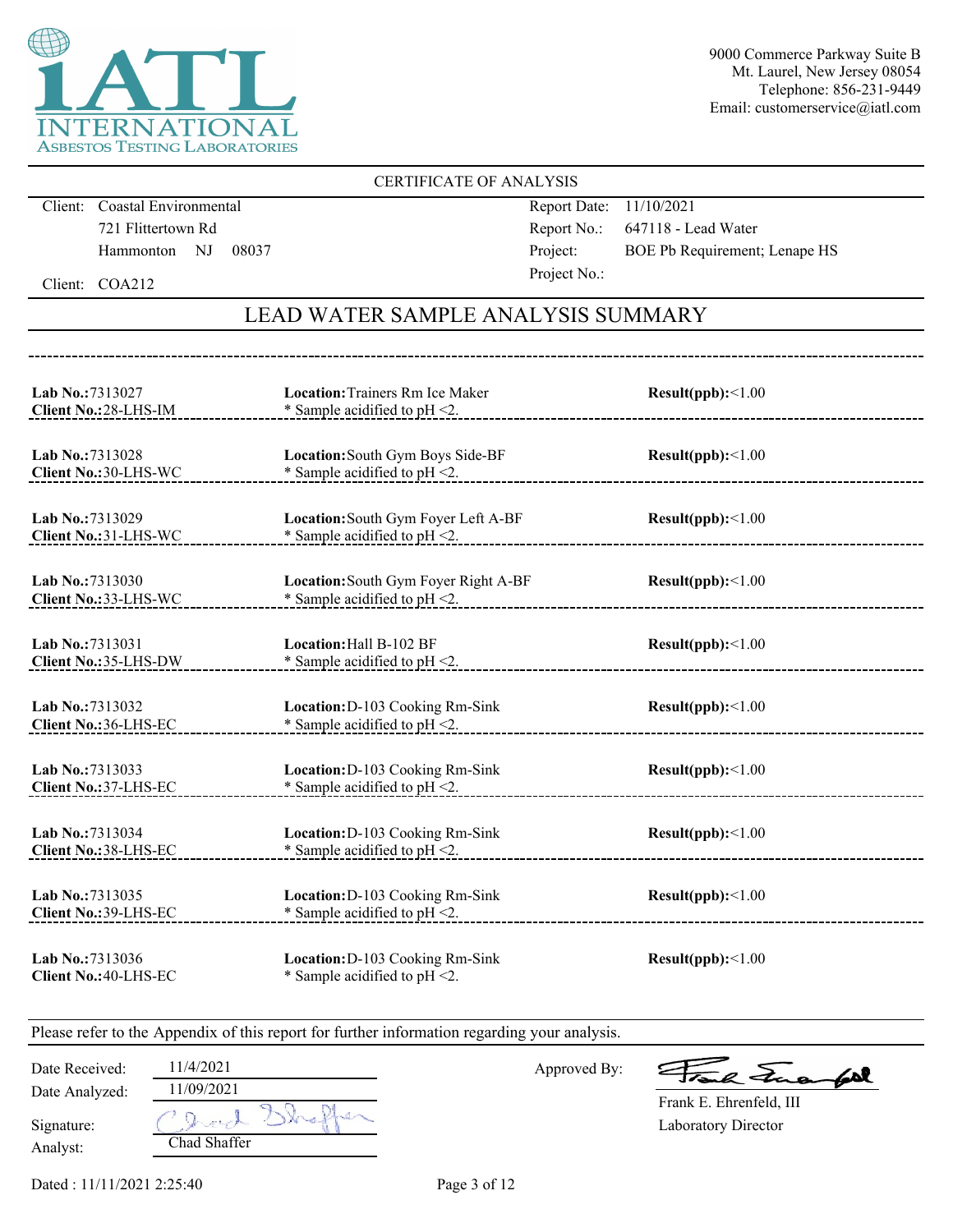iATL INTERNATIONAL ASBESTOS TESTING LABORATORIES

9000 Commerce Parkway Suite B
Mt. Laurel, New Jersey 08054
Telephone: 856-231-9449
Email: customerservice@iatl.com

CERTIFICATE OF ANALYSIS

Client: Coastal Environmental
721 Flittertown Rd
Hammonton NJ 08037

Client: COA212

Report Date: 11/10/2021
Report No.: 647118 - Lead Water
Project: BOE Pb Requirement; Lenape HS
Project No.:

## LEAD WATER SAMPLE ANALYSIS SUMMARY

| Lab No. | Client No. | Location | Result(ppb) |
|---|---|---|---|
| 7313027 | 28-LHS-IM | Trainers Rm Ice Maker<br>* Sample acidified to pH <2. | <1.00 |
| 7313028 | 30-LHS-WC | South Gym Boys Side-BF<br>* Sample acidified to pH <2. | <1.00 |
| 7313029 | 31-LHS-WC | South Gym Foyer Left A-BF<br>* Sample acidified to pH <2. | <1.00 |
| 7313030 | 33-LHS-WC | South Gym Foyer Right A-BF<br>* Sample acidified to pH <2. | <1.00 |
| 7313031 | 35-LHS-DW | Hall B-102 BF<br>* Sample acidified to pH <2. | <1.00 |
| 7313032 | 36-LHS-EC | D-103 Cooking Rm-Sink<br>* Sample acidified to pH <2. | <1.00 |
| 7313033 | 37-LHS-EC | D-103 Cooking Rm-Sink<br>* Sample acidified to pH <2. | <1.00 |
| 7313034 | 38-LHS-EC | D-103 Cooking Rm-Sink<br>* Sample acidified to pH <2. | <1.00 |
| 7313035 | 39-LHS-EC | D-103 Cooking Rm-Sink<br>* Sample acidified to pH <2. | <1.00 |
| 7313036 | 40-LHS-EC | D-103 Cooking Rm-Sink<br>* Sample acidified to pH <2. | <1.00 |

Please refer to the Appendix of this report for further information regarding your analysis.

Date Received: 11/4/2021
Date Analyzed: 11/09/2021
Signature:
Analyst: Chad Shaffer

Approved By:
Frank E. Ehrenfeld, III
Laboratory Director

Dated : 11/11/2021 2:25:40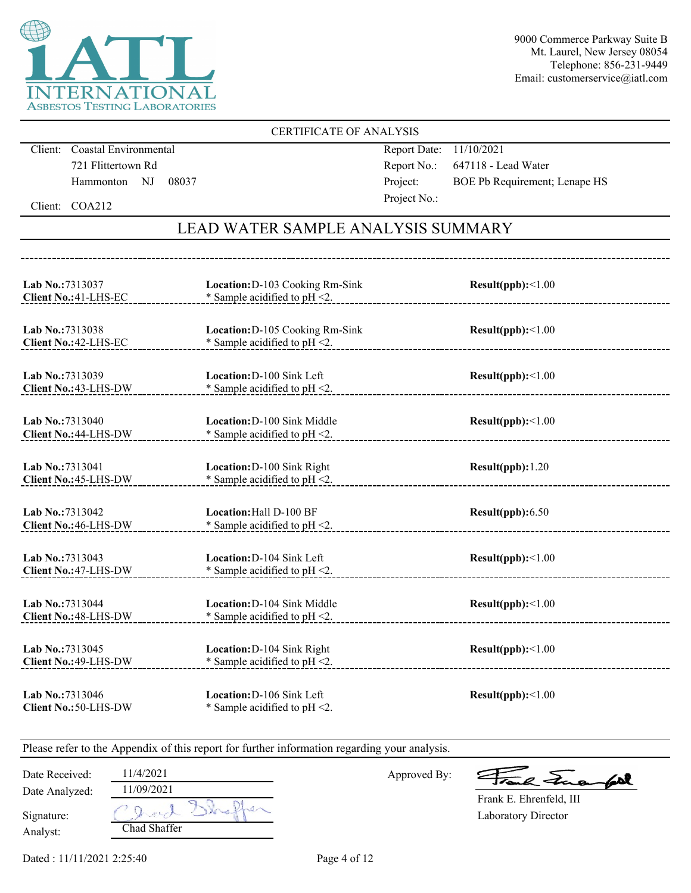iATL INTERNATIONAL ASBESTOS TESTING LABORATORIES

9000 Commerce Parkway Suite B
Mt. Laurel, New Jersey 08054
Telephone: 856-231-9449
Email: customerservice@iatl.com

CERTIFICATE OF ANALYSIS

Client: Coastal Environmental
721 Flittertown Rd
Hammonton NJ 08037

Client: COA212

Report Date: 11/10/2021
Report No.: 647118 - Lead Water
Project: BOE Pb Requirement; Lenape HS
Project No.:

## LEAD WATER SAMPLE ANALYSIS SUMMARY

| Lab No. / Client No. | Location | Result(ppb) |
|---|---|---|
| **Lab No.:** 7313037<br>**Client No.:** 41-LHS-EC | **Location:** D-103 Cooking Rm-Sink<br>* Sample acidified to pH <2. | **Result(ppb):** <1.00 |
| **Lab No.:** 7313038<br>**Client No.:** 42-LHS-EC | **Location:** D-105 Cooking Rm-Sink<br>* Sample acidified to pH <2. | **Result(ppb):** <1.00 |
| **Lab No.:** 7313039<br>**Client No.:** 43-LHS-DW | **Location:** D-100 Sink Left<br>* Sample acidified to pH <2. | **Result(ppb):** <1.00 |
| **Lab No.:** 7313040<br>**Client No.:** 44-LHS-DW | **Location:** D-100 Sink Middle<br>* Sample acidified to pH <2. | **Result(ppb):** <1.00 |
| **Lab No.:** 7313041<br>**Client No.:** 45-LHS-DW | **Location:** D-100 Sink Right<br>* Sample acidified to pH <2. | **Result(ppb):** 1.20 |
| **Lab No.:** 7313042<br>**Client No.:** 46-LHS-DW | **Location:** Hall D-100 BF<br>* Sample acidified to pH <2. | **Result(ppb):** 6.50 |
| **Lab No.:** 7313043<br>**Client No.:** 47-LHS-DW | **Location:** D-104 Sink Left<br>* Sample acidified to pH <2. | **Result(ppb):** <1.00 |
| **Lab No.:** 7313044<br>**Client No.:** 48-LHS-DW | **Location:** D-104 Sink Middle<br>* Sample acidified to pH <2. | **Result(ppb):** <1.00 |
| **Lab No.:** 7313045<br>**Client No.:** 49-LHS-DW | **Location:** D-104 Sink Right<br>* Sample acidified to pH <2. | **Result(ppb):** <1.00 |
| **Lab No.:** 7313046<br>**Client No.:** 50-LHS-DW | **Location:** D-106 Sink Left<br>* Sample acidified to pH <2. | **Result(ppb):** <1.00 |

Please refer to the Appendix of this report for further information regarding your analysis.

Date Received: 11/4/2021
Date Analyzed: 11/09/2021
Signature: Chad Shaffer
Analyst: Chad Shaffer

Approved By: Frank E. Ehrenfeld, III
Laboratory Director

Dated : 11/11/2021 2:25:40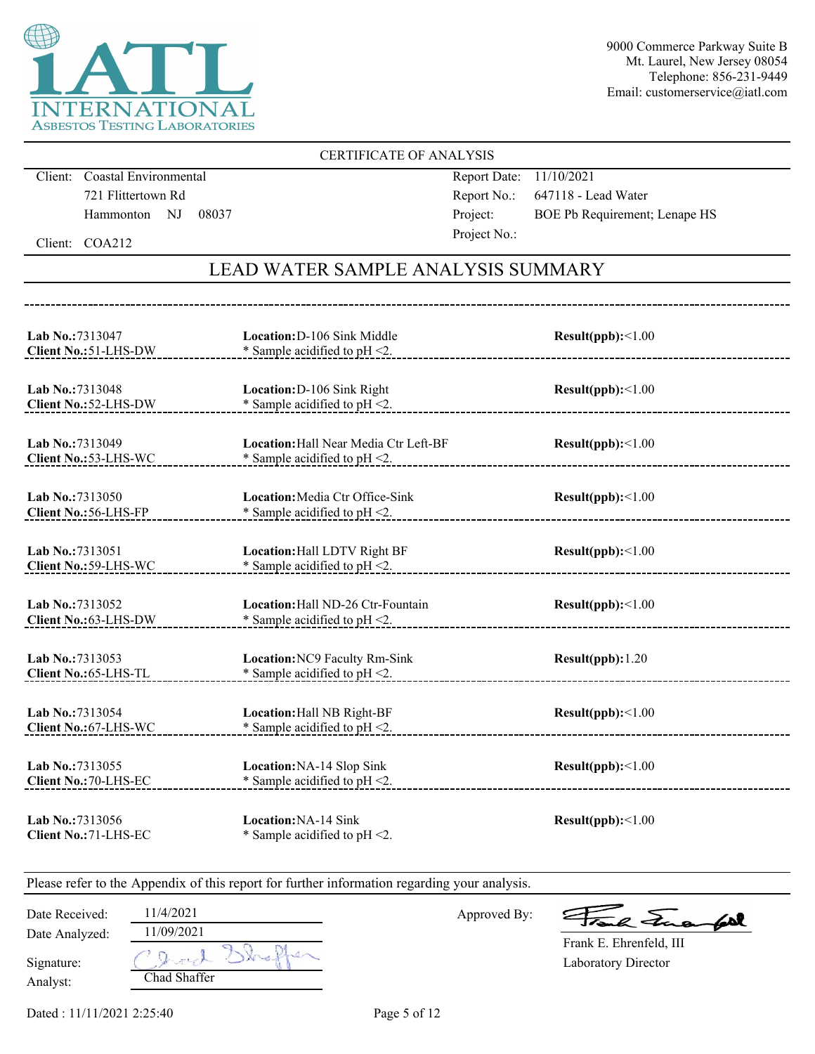iATL
INTERNATIONAL
ASBESTOS TESTING LABORATORIES

9000 Commerce Parkway Suite B
Mt. Laurel, New Jersey 08054
Telephone: 856-231-9449
Email: customerservice@iatl.com

## CERTIFICATE OF ANALYSIS

Client: Coastal Environmental
721 Flittertown Rd
Hammonton NJ 08037

Client: COA212

Report Date: 11/10/2021
Report No.: 647118 - Lead Water
Project: BOE Pb Requirement; Lenape HS
Project No.:

## LEAD WATER SAMPLE ANALYSIS SUMMARY

| Lab No. / Client No. | Location | Result(ppb) |
|---|---|---|
| **Lab No.:** 7313047<br>**Client No.:** 51-LHS-DW | **Location:** D-106 Sink Middle<br>* Sample acidified to pH <2. | <1.00 |
| **Lab No.:** 7313048<br>**Client No.:** 52-LHS-DW | **Location:** D-106 Sink Right<br>* Sample acidified to pH <2. | <1.00 |
| **Lab No.:** 7313049<br>**Client No.:** 53-LHS-WC | **Location:** Hall Near Media Ctr Left-BF<br>* Sample acidified to pH <2. | <1.00 |
| **Lab No.:** 7313050<br>**Client No.:** 56-LHS-FP | **Location:** Media Ctr Office-Sink<br>* Sample acidified to pH <2. | <1.00 |
| **Lab No.:** 7313051<br>**Client No.:** 59-LHS-WC | **Location:** Hall LDTV Right BF<br>* Sample acidified to pH <2. | <1.00 |
| **Lab No.:** 7313052<br>**Client No.:** 63-LHS-DW | **Location:** Hall ND-26 Ctr-Fountain<br>* Sample acidified to pH <2. | <1.00 |
| **Lab No.:** 7313053<br>**Client No.:** 65-LHS-TL | **Location:** NC9 Faculty Rm-Sink<br>* Sample acidified to pH <2. | 1.20 |
| **Lab No.:** 7313054<br>**Client No.:** 67-LHS-WC | **Location:** Hall NB Right-BF<br>* Sample acidified to pH <2. | <1.00 |
| **Lab No.:** 7313055<br>**Client No.:** 70-LHS-EC | **Location:** NA-14 Slop Sink<br>* Sample acidified to pH <2. | <1.00 |
| **Lab No.:** 7313056<br>**Client No.:** 71-LHS-EC | **Location:** NA-14 Sink<br>* Sample acidified to pH <2. | <1.00 |

Please refer to the Appendix of this report for further information regarding your analysis.

Date Received: 11/4/2021
Date Analyzed: 11/09/2021
Signature: Chad Shaffer
Analyst: Chad Shaffer

Approved By: Frank E. Ehrenfeld
Frank E. Ehrenfeld, III
Laboratory Director

Dated : 11/11/2021 2:25:40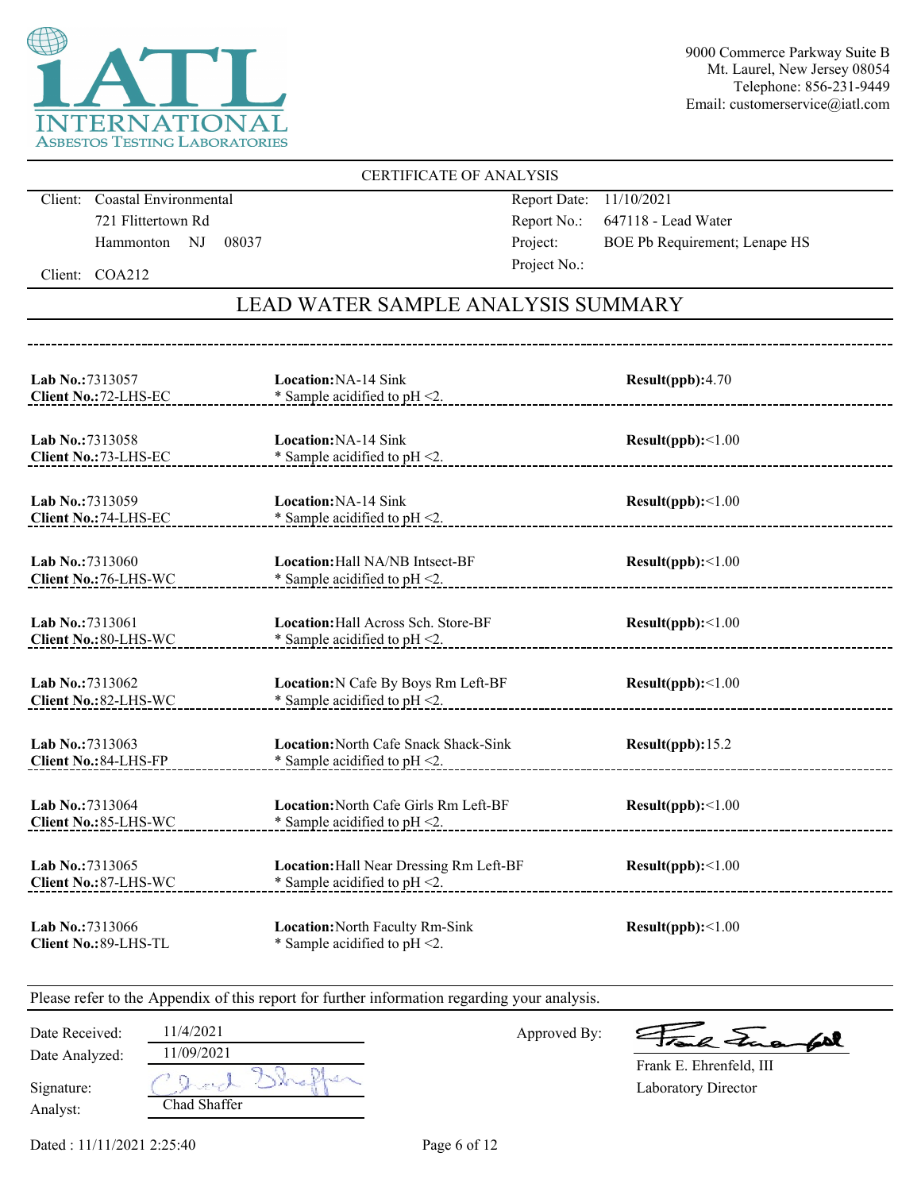iATL INTERNATIONAL ASBESTOS TESTING LABORATORIES

9000 Commerce Parkway Suite B
Mt. Laurel, New Jersey 08054
Telephone: 856-231-9449
Email: customerservice@iatl.com

CERTIFICATE OF ANALYSIS

Client: Coastal Environmental
721 Flittertown Rd
Hammonton NJ 08037

Client: COA212

Report Date: 11/10/2021
Report No.: 647118 - Lead Water
Project: BOE Pb Requirement; Lenape HS
Project No.:

## LEAD WATER SAMPLE ANALYSIS SUMMARY

| Lab No. / Client No. | Location | Result(ppb) |
|---|---|---|
| **Lab No.:** 7313057 **Client No.:** 72-LHS-EC | **Location:** NA-14 Sink * Sample acidified to pH <2. | 4.70 |
| **Lab No.:** 7313058 **Client No.:** 73-LHS-EC | **Location:** NA-14 Sink * Sample acidified to pH <2. | <1.00 |
| **Lab No.:** 7313059 **Client No.:** 74-LHS-EC | **Location:** NA-14 Sink * Sample acidified to pH <2. | <1.00 |
| **Lab No.:** 7313060 **Client No.:** 76-LHS-WC | **Location:** Hall NA/NB Intsect-BF * Sample acidified to pH <2. | <1.00 |
| **Lab No.:** 7313061 **Client No.:** 80-LHS-WC | **Location:** Hall Across Sch. Store-BF * Sample acidified to pH <2. | <1.00 |
| **Lab No.:** 7313062 **Client No.:** 82-LHS-WC | **Location:** N Cafe By Boys Rm Left-BF * Sample acidified to pH <2. | <1.00 |
| **Lab No.:** 7313063 **Client No.:** 84-LHS-FP | **Location:** North Cafe Snack Shack-Sink * Sample acidified to pH <2. | 15.2 |
| **Lab No.:** 7313064 **Client No.:** 85-LHS-WC | **Location:** North Cafe Girls Rm Left-BF * Sample acidified to pH <2. | <1.00 |
| **Lab No.:** 7313065 **Client No.:** 87-LHS-WC | **Location:** Hall Near Dressing Rm Left-BF * Sample acidified to pH <2. | <1.00 |
| **Lab No.:** 7313066 **Client No.:** 89-LHS-TL | **Location:** North Faculty Rm-Sink * Sample acidified to pH <2. | <1.00 |

Please refer to the Appendix of this report for further information regarding your analysis.

Date Received: 11/4/2021
Date Analyzed: 11/09/2021
Signature:
Analyst: Chad Shaffer

Approved By:
Frank E. Ehrenfeld, III
Laboratory Director

Dated : 11/11/2021 2:25:40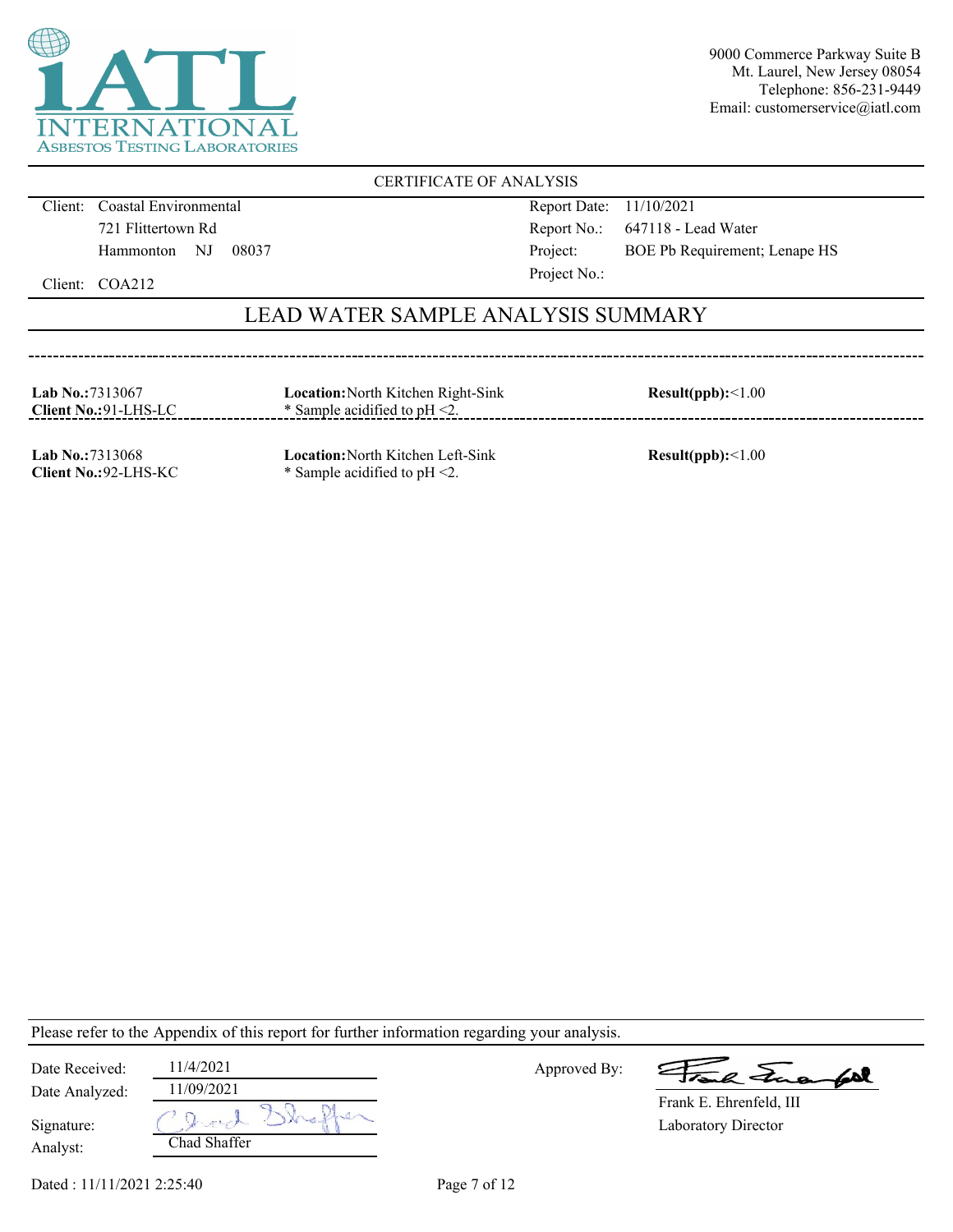iATL INTERNATIONAL ASBESTOS TESTING LABORATORIES

9000 Commerce Parkway Suite B
Mt. Laurel, New Jersey 08054
Telephone: 856-231-9449
Email: customerservice@iatl.com

CERTIFICATE OF ANALYSIS

| | | | |
|---|---|---|---|
| Client: | Coastal Environmental | Report Date: | 11/10/2021 |
| | 721 Flittertown Rd | Report No.: | 647118 - Lead Water |
| | Hammonton NJ 08037 | Project: | BOE Pb Requirement; Lenape HS |
| Client: | COA212 | Project No.: | |

## LEAD WATER SAMPLE ANALYSIS SUMMARY

**Lab No.:** 7313067
**Client No.:** 91-LHS-LC
**Location:** North Kitchen Right-Sink
* Sample acidified to pH <2.
**Result(ppb):** <1.00

**Lab No.:** 7313068
**Client No.:** 92-LHS-KC
**Location:** North Kitchen Left-Sink
* Sample acidified to pH <2.
**Result(ppb):** <1.00

Please refer to the Appendix of this report for further information regarding your analysis.

Date Received: 11/4/2021
Date Analyzed: 11/09/2021
Signature:
Analyst: Chad Shaffer

Approved By:
Frank E. Ehrenfeld, III
Laboratory Director

Dated : 11/11/2021 2:25:40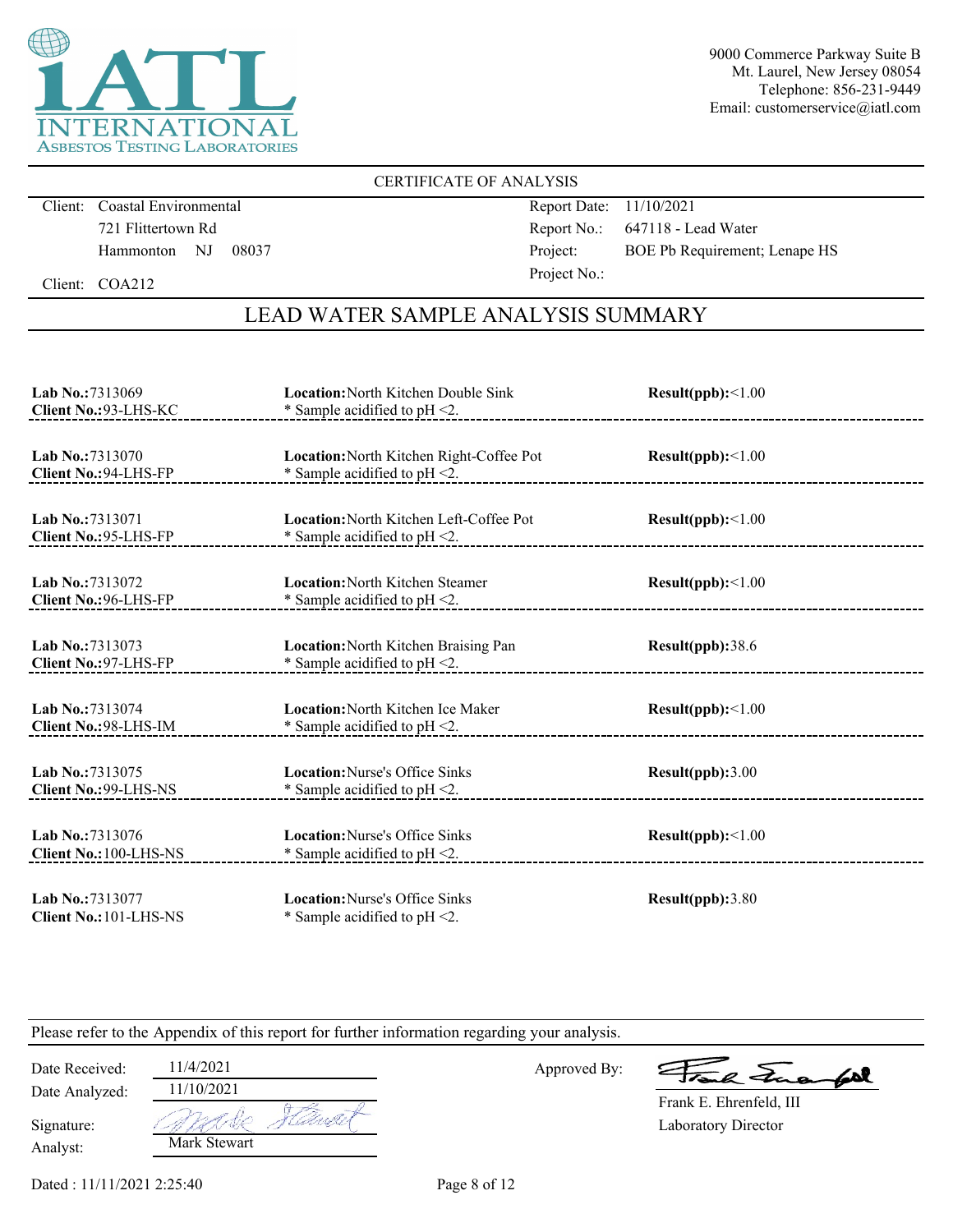iATL INTERNATIONAL ASBESTOS TESTING LABORATORIES

9000 Commerce Parkway Suite B
Mt. Laurel, New Jersey 08054
Telephone: 856-231-9449
Email: customerservice@iatl.com

CERTIFICATE OF ANALYSIS

Client: Coastal Environmental
721 Flittertown Rd
Hammonton NJ 08037

Client: COA212

Report Date: 11/10/2021
Report No.: 647118 - Lead Water
Project: BOE Pb Requirement; Lenape HS
Project No.:

## LEAD WATER SAMPLE ANALYSIS SUMMARY

| Lab No. / Client No. | Location | Result(ppb) |
|---|---|---|
| **Lab No.:**7313069<br>**Client No.:**93-LHS-KC | **Location:**North Kitchen Double Sink<br>* Sample acidified to pH <2. | **Result(ppb):**<1.00 |
| **Lab No.:**7313070<br>**Client No.:**94-LHS-FP | **Location:**North Kitchen Right-Coffee Pot<br>* Sample acidified to pH <2. | **Result(ppb):**<1.00 |
| **Lab No.:**7313071<br>**Client No.:**95-LHS-FP | **Location:**North Kitchen Left-Coffee Pot<br>* Sample acidified to pH <2. | **Result(ppb):**<1.00 |
| **Lab No.:**7313072<br>**Client No.:**96-LHS-FP | **Location:**North Kitchen Steamer<br>* Sample acidified to pH <2. | **Result(ppb):**<1.00 |
| **Lab No.:**7313073<br>**Client No.:**97-LHS-FP | **Location:**North Kitchen Braising Pan<br>* Sample acidified to pH <2. | **Result(ppb):**38.6 |
| **Lab No.:**7313074<br>**Client No.:**98-LHS-IM | **Location:**North Kitchen Ice Maker<br>* Sample acidified to pH <2. | **Result(ppb):**<1.00 |
| **Lab No.:**7313075<br>**Client No.:**99-LHS-NS | **Location:**Nurse's Office Sinks<br>* Sample acidified to pH <2. | **Result(ppb):**3.00 |
| **Lab No.:**7313076<br>**Client No.:**100-LHS-NS | **Location:**Nurse's Office Sinks<br>* Sample acidified to pH <2. | **Result(ppb):**<1.00 |
| **Lab No.:**7313077<br>**Client No.:**101-LHS-NS | **Location:**Nurse's Office Sinks<br>* Sample acidified to pH <2. | **Result(ppb):**3.80 |

Please refer to the Appendix of this report for further information regarding your analysis.

Date Received: 11/4/2021
Date Analyzed: 11/10/2021
Signature:
Analyst: Mark Stewart

Approved By:
Frank E. Ehrenfeld, III
Laboratory Director

Dated : 11/11/2021 2:25:40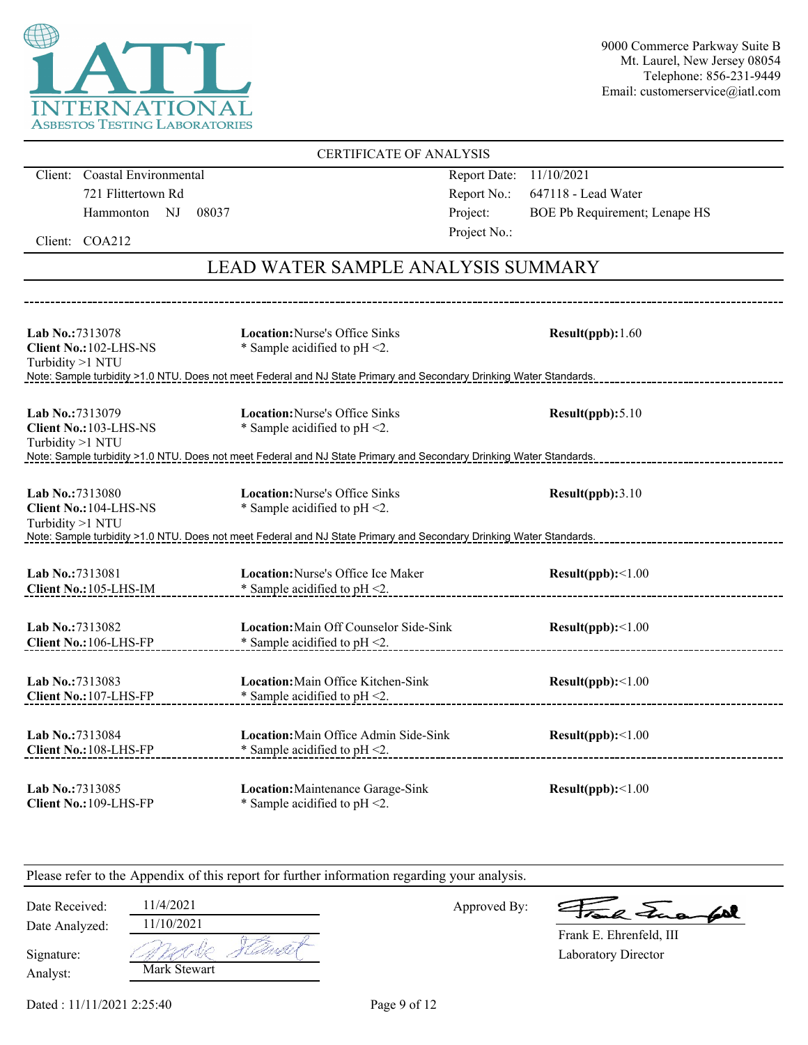iATL INTERNATIONAL ASBESTOS TESTING LABORATORIES

9000 Commerce Parkway Suite B
Mt. Laurel, New Jersey 08054
Telephone: 856-231-9449
Email: customerservice@iatl.com

CERTIFICATE OF ANALYSIS

Client: Coastal Environmental
721 Flittertown Rd
Hammonton NJ 08037

Client: COA212

Report Date: 11/10/2021
Report No.: 647118 - Lead Water
Project: BOE Pb Requirement; Lenape HS
Project No.:

## LEAD WATER SAMPLE ANALYSIS SUMMARY

**Lab No.:**7313078
**Client No.:**102-LHS-NS
Turbidity >1 NTU
**Location:**Nurse's Office Sinks
* Sample acidified to pH <2.
**Result(ppb):**1.60
Note: Sample turbidity >1.0 NTU. Does not meet Federal and NJ State Primary and Secondary Drinking Water Standards.

---

**Lab No.:**7313079
**Client No.:**103-LHS-NS
Turbidity >1 NTU
**Location:**Nurse's Office Sinks
* Sample acidified to pH <2.
**Result(ppb):**5.10
Note: Sample turbidity >1.0 NTU. Does not meet Federal and NJ State Primary and Secondary Drinking Water Standards.

---

**Lab No.:**7313080
**Client No.:**104-LHS-NS
Turbidity >1 NTU
**Location:**Nurse's Office Sinks
* Sample acidified to pH <2.
**Result(ppb):**3.10
Note: Sample turbidity >1.0 NTU. Does not meet Federal and NJ State Primary and Secondary Drinking Water Standards.

---

**Lab No.:**7313081
**Client No.:**105-LHS-IM
**Location:**Nurse's Office Ice Maker
* Sample acidified to pH <2.
**Result(ppb):**<1.00

---

**Lab No.:**7313082
**Client No.:**106-LHS-FP
**Location:**Main Off Counselor Side-Sink
* Sample acidified to pH <2.
**Result(ppb):**<1.00

---

**Lab No.:**7313083
**Client No.:**107-LHS-FP
**Location:**Main Office Kitchen-Sink
* Sample acidified to pH <2.
**Result(ppb):**<1.00

---

**Lab No.:**7313084
**Client No.:**108-LHS-FP
**Location:**Main Office Admin Side-Sink
* Sample acidified to pH <2.
**Result(ppb):**<1.00

---

**Lab No.:**7313085
**Client No.:**109-LHS-FP
**Location:**Maintenance Garage-Sink
* Sample acidified to pH <2.
**Result(ppb):**<1.00

---

Please refer to the Appendix of this report for further information regarding your analysis.

Date Received: 11/4/2021
Date Analyzed: 11/10/2021
Signature: Mark Stewart
Analyst: Mark Stewart

Approved By: Frank E. Ehrenfeld, III
Laboratory Director

Dated : 11/11/2021 2:25:40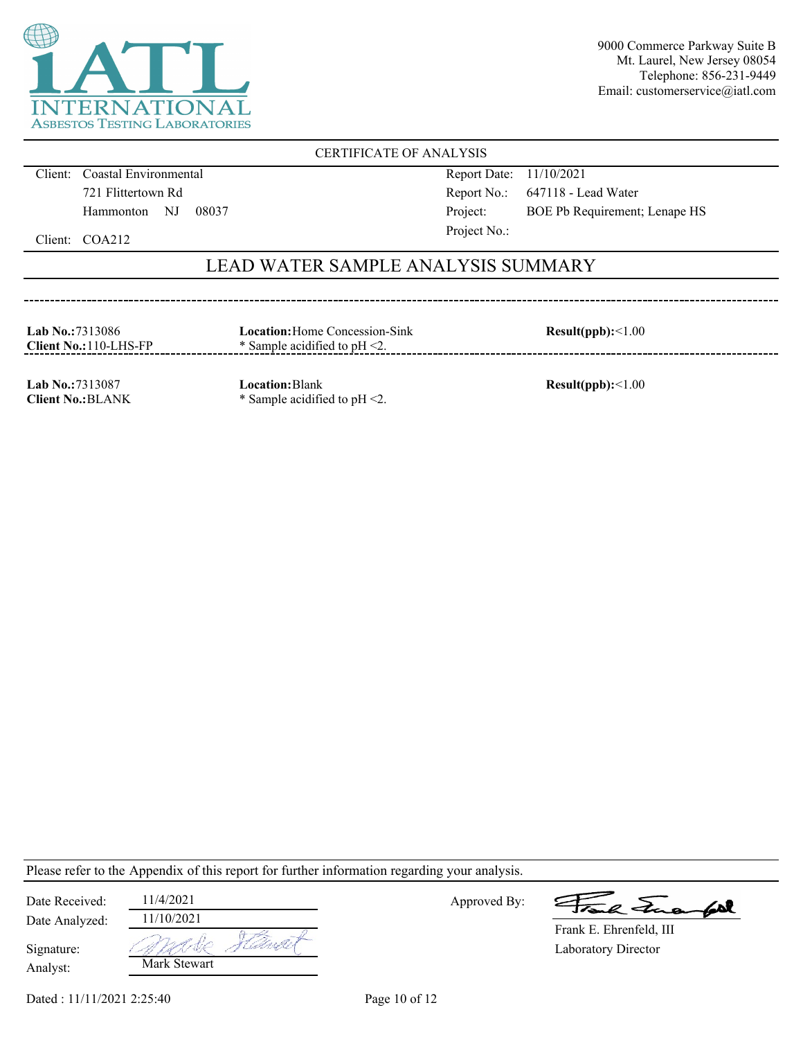INTERNATIONAL ASBESTOS TESTING LABORATORIES

9000 Commerce Parkway Suite B
Mt. Laurel, New Jersey 08054
Telephone: 856-231-9449
Email: customerservice@iatl.com

CERTIFICATE OF ANALYSIS

| | | | |
|---|---|---|---|
| Client: | Coastal Environmental | Report Date: | 11/10/2021 |
| | 721 Flittertown Rd | Report No.: | 647118 - Lead Water |
| | Hammonton NJ 08037 | Project: | BOE Pb Requirement; Lenape HS |
| Client: | COA212 | Project No.: | |

## LEAD WATER SAMPLE ANALYSIS SUMMARY

| Lab No. / Client No. | Location | Result(ppb) |
|---|---|---|
| **Lab No.:** 7313086<br>**Client No.:** 110-LHS-FP | **Location:** Home Concession-Sink<br>* Sample acidified to pH <2. | **Result(ppb):** <1.00 |
| **Lab No.:** 7313087<br>**Client No.:** BLANK | **Location:** Blank<br>* Sample acidified to pH <2. | **Result(ppb):** <1.00 |

Please refer to the Appendix of this report for further information regarding your analysis.

Date Received: 11/4/2021

Date Analyzed: 11/10/2021

Signature: *(signed)*

Analyst: Mark Stewart

Approved By: *(signed)*

Frank E. Ehrenfeld, III
Laboratory Director

Dated : 11/11/2021 2:25:40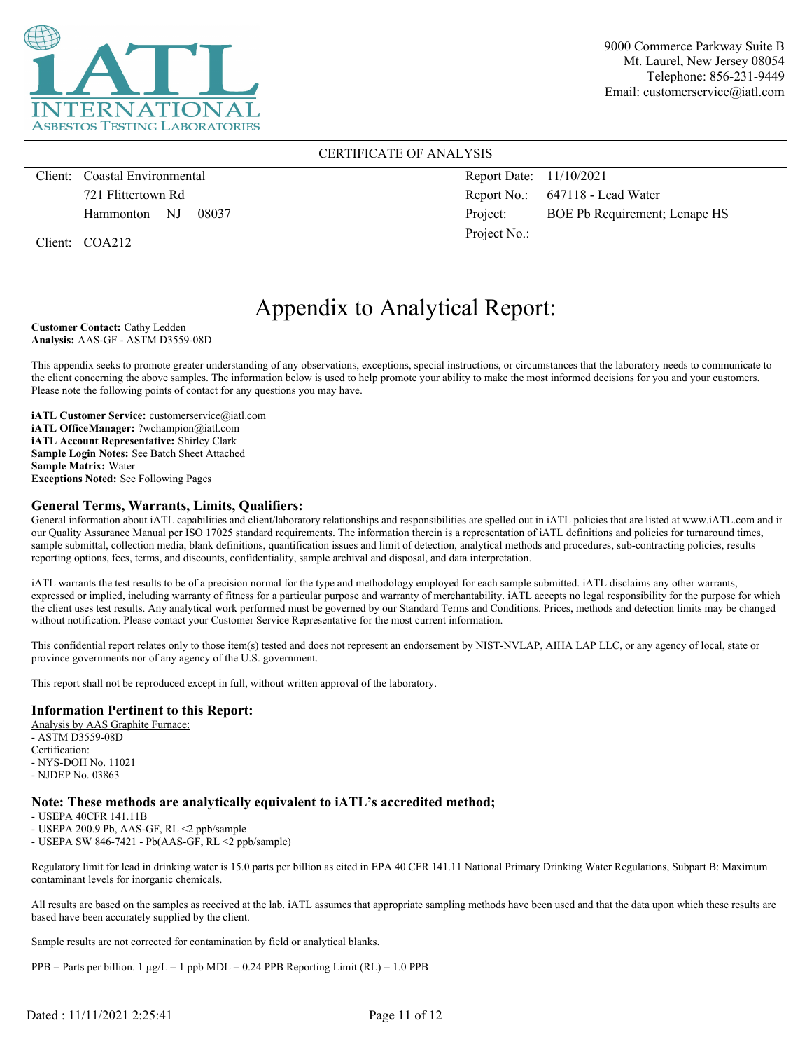iATL INTERNATIONAL ASBESTOS TESTING LABORATORIES

9000 Commerce Parkway Suite B
Mt. Laurel, New Jersey 08054
Telephone: 856-231-9449
Email: customerservice@iatl.com

CERTIFICATE OF ANALYSIS

| | |
|---|---|
| Client: Coastal Environmental | Report Date: 11/10/2021 |
| 721 Flittertown Rd | Report No.: 647118 - Lead Water |
| Hammonton NJ 08037 | Project: BOE Pb Requirement; Lenape HS |
| Client: COA212 | Project No.: |

# Appendix to Analytical Report:

**Customer Contact:** Cathy Ledden
**Analysis:** AAS-GF - ASTM D3559-08D

This appendix seeks to promote greater understanding of any observations, exceptions, special instructions, or circumstances that the laboratory needs to communicate to the client concerning the above samples. The information below is used to help promote your ability to make the most informed decisions for you and your customers. Please note the following points of contact for any questions you may have.

**iATL Customer Service:** customerservice@iatl.com
**iATL OfficeManager:** ?wchampion@iatl.com
**iATL Account Representative:** Shirley Clark
**Sample Login Notes:** See Batch Sheet Attached
**Sample Matrix:** Water
**Exceptions Noted:** See Following Pages

## General Terms, Warrants, Limits, Qualifiers:

General information about iATL capabilities and client/laboratory relationships and responsibilities are spelled out in iATL policies that are listed at www.iATL.com and ir our Quality Assurance Manual per ISO 17025 standard requirements. The information therein is a representation of iATL definitions and policies for turnaround times, sample submittal, collection media, blank definitions, quantification issues and limit of detection, analytical methods and procedures, sub-contracting policies, results reporting options, fees, terms, and discounts, confidentiality, sample archival and disposal, and data interpretation.

iATL warrants the test results to be of a precision normal for the type and methodology employed for each sample submitted. iATL disclaims any other warrants, expressed or implied, including warranty of fitness for a particular purpose and warranty of merchantability. iATL accepts no legal responsibility for the purpose for which the client uses test results. Any analytical work performed must be governed by our Standard Terms and Conditions. Prices, methods and detection limits may be changed without notification. Please contact your Customer Service Representative for the most current information.

This confidential report relates only to those item(s) tested and does not represent an endorsement by NIST-NVLAP, AIHA LAP LLC, or any agency of local, state or province governments nor of any agency of the U.S. government.

This report shall not be reproduced except in full, without written approval of the laboratory.

## Information Pertinent to this Report:

Analysis by AAS Graphite Furnace:
- ASTM D3559-08D

Certification:
- NYS-DOH No. 11021
- NJDEP No. 03863

## Note: These methods are analytically equivalent to iATL's accredited method;

- USEPA 40CFR 141.11B
- USEPA 200.9 Pb, AAS-GF, RL <2 ppb/sample
- USEPA SW 846-7421 - Pb(AAS-GF, RL <2 ppb/sample)

Regulatory limit for lead in drinking water is 15.0 parts per billion as cited in EPA 40 CFR 141.11 National Primary Drinking Water Regulations, Subpart B: Maximum contaminant levels for inorganic chemicals.

All results are based on the samples as received at the lab. iATL assumes that appropriate sampling methods have been used and that the data upon which these results are based have been accurately supplied by the client.

Sample results are not corrected for contamination by field or analytical blanks.

PPB = Parts per billion. 1 µg/L = 1 ppb MDL = 0.24 PPB Reporting Limit (RL) = 1.0 PPB

Dated : 11/11/2021 2:25:41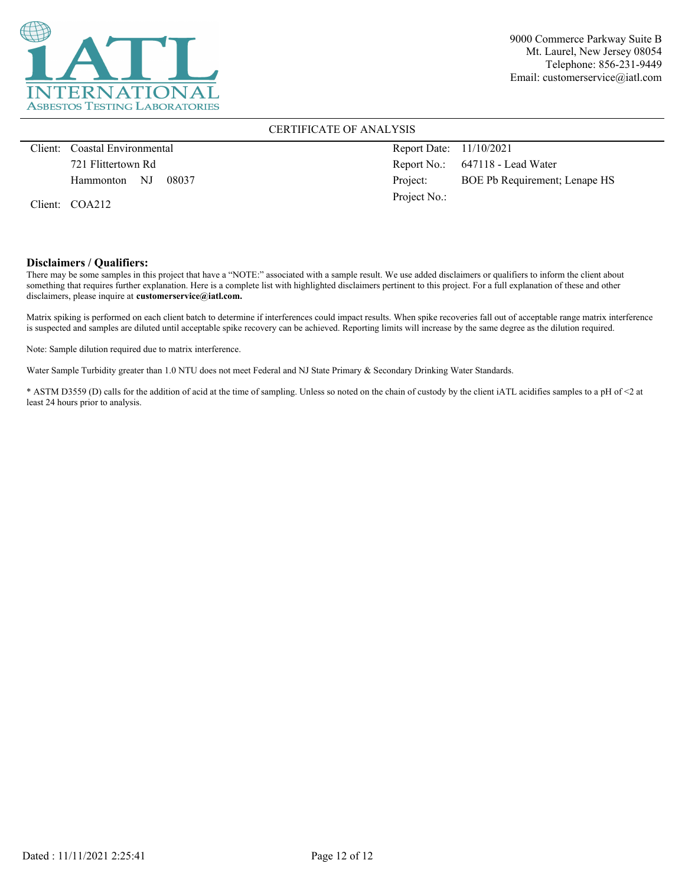iATL INTERNATIONAL ASBESTOS TESTING LABORATORIES

9000 Commerce Parkway Suite B
Mt. Laurel, New Jersey 08054
Telephone: 856-231-9449
Email: customerservice@iatl.com

CERTIFICATE OF ANALYSIS

| | | | |
|---|---|---|---|
| Client: | Coastal Environmental | Report Date: | 11/10/2021 |
| | 721 Flittertown Rd | Report No.: | 647118 - Lead Water |
| | Hammonton NJ 08037 | Project: | BOE Pb Requirement; Lenape HS |
| Client: | COA212 | Project No.: | |

**Disclaimers / Qualifiers:**

There may be some samples in this project that have a "NOTE:" associated with a sample result. We use added disclaimers or qualifiers to inform the client about something that requires further explanation. Here is a complete list with highlighted disclaimers pertinent to this project. For a full explanation of these and other disclaimers, please inquire at **customerservice@iatl.com.**

Matrix spiking is performed on each client batch to determine if interferences could impact results. When spike recoveries fall out of acceptable range matrix interference is suspected and samples are diluted until acceptable spike recovery can be achieved. Reporting limits will increase by the same degree as the dilution required.

Note: Sample dilution required due to matrix interference.

Water Sample Turbidity greater than 1.0 NTU does not meet Federal and NJ State Primary & Secondary Drinking Water Standards.

* ASTM D3559 (D) calls for the addition of acid at the time of sampling. Unless so noted on the chain of custody by the client iATL acidifies samples to a pH of <2 at least 24 hours prior to analysis.

Dated : 11/11/2021 2:25:41